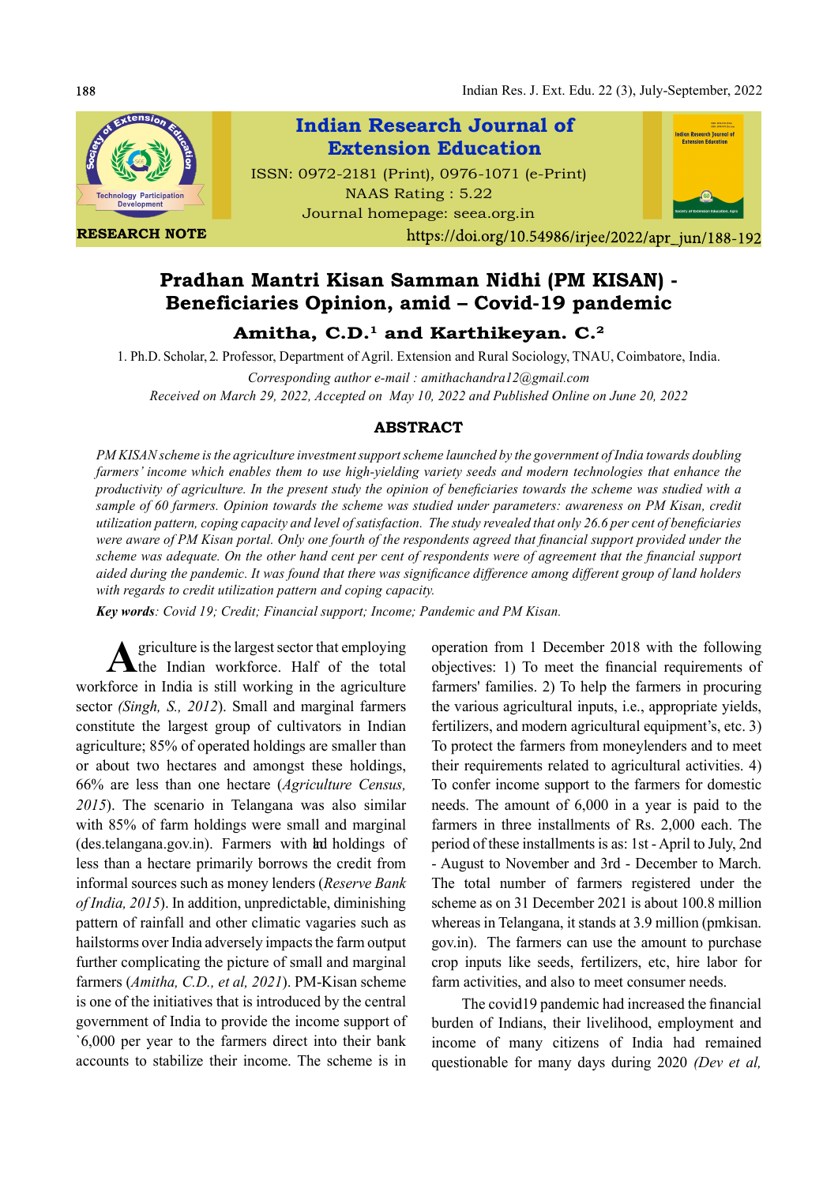RESEARCH NOTE

https://doi.org/10.54986/irjee/2022/apr_jun/188-192

# Pradhan Mantri Kisan Samman Nidhi (PM KISAN) - Beneficiaries Opinion, amid – Covid-19 pandemic

**Amitha, C.D.[1] and Karthikeyan. C.[2]**

1. Ph.D. Scholar, 2. Professor, Department of Agril. Extension and Rural Sociology, TNAU, Coimbatore, India.

*Corresponding author e-mail : amithachandra12@gmail.com*

*Received on March 29, 2022, Accepted on May 10, 2022 and Published Online on June 20, 2022*

## ABSTRACT

*PM KISAN scheme is the agriculture investment support scheme launched by the government of India towards doubling farmers' income which enables them to use high-yielding variety seeds and modern technologies that enhance the productivity of agriculture. In the present study the opinion of beneficiaries towards the scheme was studied with a sample of 60 farmers. Opinion towards the scheme was studied under parameters: awareness on PM Kisan, credit utilization pattern, coping capacity and level of satisfaction. The study revealed that only 26.6 per cent of beneficiaries were aware of PM Kisan portal. Only one fourth of the respondents agreed that financial support provided under the scheme was adequate. On the other hand cent per cent of respondents were of agreement that the financial support aided during the pandemic. It was found that there was significance difference among different group of land holders with regards to credit utilization pattern and coping capacity.*

***Key words****: Covid 19; Credit; Financial support; Income; Pandemic and PM Kisan.*

Agriculture is the largest sector that employing the Indian workforce. Half of the total workforce in India is still working in the agriculture sector *(Singh, S., 2012*). Small and marginal farmers constitute the largest group of cultivators in Indian agriculture; 85% of operated holdings are smaller than or about two hectares and amongst these holdings, 66% are less than one hectare (*Agriculture Census, 2015*). The scenario in Telangana was also similar with 85% of farm holdings were small and marginal (des.telangana.gov.in). Farmers with land holdings of less than a hectare primarily borrows the credit from informal sources such as money lenders (*Reserve Bank of India, 2015*). In addition, unpredictable, diminishing pattern of rainfall and other climatic vagaries such as hailstorms over India adversely impacts the farm output further complicating the picture of small and marginal farmers (*Amitha, C.D., et al, 2021*). PM-Kisan scheme is one of the initiatives that is introduced by the central government of India to provide the income support of `6,000 per year to the farmers direct into their bank accounts to stabilize their income. The scheme is in operation from 1 December 2018 with the following objectives: 1) To meet the financial requirements of farmers' families. 2) To help the farmers in procuring the various agricultural inputs, i.e., appropriate yields, fertilizers, and modern agricultural equipment's, etc. 3) To protect the farmers from moneylenders and to meet their requirements related to agricultural activities. 4) To confer income support to the farmers for domestic needs. The amount of 6,000 in a year is paid to the farmers in three installments of Rs. 2,000 each. The period of these installments is as: 1st - April to July, 2nd - August to November and 3rd - December to March. The total number of farmers registered under the scheme as on 31 December 2021 is about 100.8 million whereas in Telangana, it stands at 3.9 million (pmkisan.gov.in). The farmers can use the amount to purchase crop inputs like seeds, fertilizers, etc, hire labor for farm activities, and also to meet consumer needs.

The covid19 pandemic had increased the financial burden of Indians, their livelihood, employment and income of many citizens of India had remained questionable for many days during 2020 *(Dev et al,*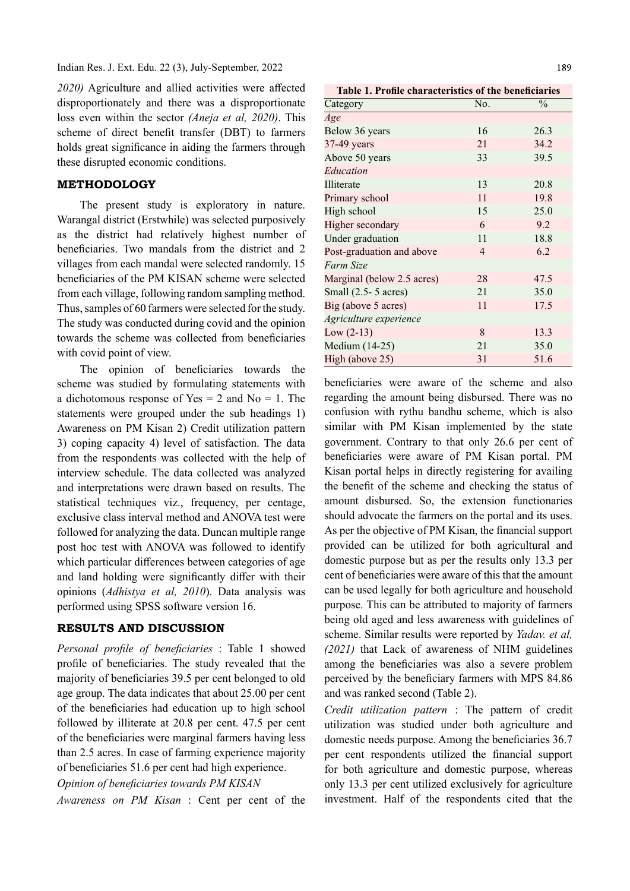2020) Agriculture and allied activities were affected disproportionately and there was a disproportionate loss even within the sector *(Aneja et al, 2020)*. This scheme of direct benefit transfer (DBT) to farmers holds great significance in aiding the farmers through these disrupted economic conditions.

## METHODOLOGY

The present study is exploratory in nature. Warangal district (Erstwhile) was selected purposively as the district had relatively highest number of beneficiaries. Two mandals from the district and 2 villages from each mandal were selected randomly. 15 beneficiaries of the PM KISAN scheme were selected from each village, following random sampling method. Thus, samples of 60 farmers were selected for the study. The study was conducted during covid and the opinion towards the scheme was collected from beneficiaries with covid point of view.

The opinion of beneficiaries towards the scheme was studied by formulating statements with a dichotomous response of Yes = 2 and No = 1. The statements were grouped under the sub headings 1) Awareness on PM Kisan 2) Credit utilization pattern 3) coping capacity 4) level of satisfaction. The data from the respondents was collected with the help of interview schedule. The data collected was analyzed and interpretations were drawn based on results. The statistical techniques viz., frequency, per centage, exclusive class interval method and ANOVA test were followed for analyzing the data. Duncan multiple range post hoc test with ANOVA was followed to identify which particular differences between categories of age and land holding were significantly differ with their opinions (*Adhistya et al, 2010*). Data analysis was performed using SPSS software version 16.

## RESULTS AND DISCUSSION

*Personal profile of beneficiaries* : Table 1 showed profile of beneficiaries. The study revealed that the majority of beneficiaries 39.5 per cent belonged to old age group. The data indicates that about 25.00 per cent of the beneficiaries had education up to high school followed by illiterate at 20.8 per cent. 47.5 per cent of the beneficiaries were marginal farmers having less than 2.5 acres. In case of farming experience majority of beneficiaries 51.6 per cent had high experience.

*Opinion of beneficiaries towards PM KISAN*

*Awareness on PM Kisan* : Cent per cent of the beneficiaries were aware of the scheme and also regarding the amount being disbursed. There was no confusion with rythu bandhu scheme, which is also similar with PM Kisan implemented by the state government. Contrary to that only 26.6 per cent of beneficiaries were aware of PM Kisan portal. PM Kisan portal helps in directly registering for availing the benefit of the scheme and checking the status of amount disbursed. So, the extension functionaries should advocate the farmers on the portal and its uses. As per the objective of PM Kisan, the financial support provided can be utilized for both agricultural and domestic purpose but as per the results only 13.3 per cent of beneficiaries were aware of this that the amount can be used legally for both agriculture and household purpose. This can be attributed to majority of farmers being old aged and less awareness with guidelines of scheme. Similar results were reported by *Yadav. et al, (2021)* that Lack of awareness of NHM guidelines among the beneficiaries was also a severe problem perceived by the beneficiary farmers with MPS 84.86 and was ranked second (Table 2).

**Table 1. Profile characteristics of the beneficiaries**

| Category | No. | % |
|---|---|---|
| *Age* | | |
| Below 36 years | 16 | 26.3 |
| 37-49 years | 21 | 34.2 |
| Above 50 years | 33 | 39.5 |
| *Education* | | |
| Illiterate | 13 | 20.8 |
| Primary school | 11 | 19.8 |
| High school | 15 | 25.0 |
| Higher secondary | 6 | 9.2 |
| Under graduation | 11 | 18.8 |
| Post-graduation and above | 4 | 6.2 |
| *Farm Size* | | |
| Marginal (below 2.5 acres) | 28 | 47.5 |
| Small (2.5- 5 acres) | 21 | 35.0 |
| Big (above 5 acres) | 11 | 17.5 |
| *Agriculture experience* | | |
| Low (2-13) | 8 | 13.3 |
| Medium (14-25) | 21 | 35.0 |
| High (above 25) | 31 | 51.6 |

*Credit utilization pattern* : The pattern of credit utilization was studied under both agriculture and domestic needs purpose. Among the beneficiaries 36.7 per cent respondents utilized the financial support for both agriculture and domestic purpose, whereas only 13.3 per cent utilized exclusively for agriculture investment. Half of the respondents cited that the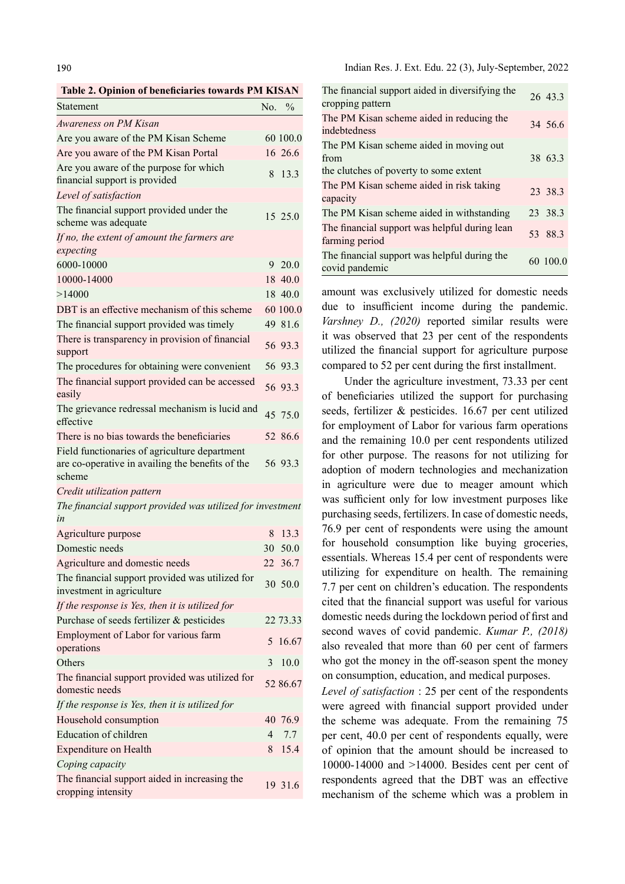**Table 2. Opinion of beneficiaries towards PM KISAN**

| Statement | No. | % |
|---|---|---|
| *Awareness on PM Kisan* | | |
| Are you aware of the PM Kisan Scheme | 60 | 100.0 |
| Are you aware of the PM Kisan Portal | 16 | 26.6 |
| Are you aware of the purpose for which financial support is provided | 8 | 13.3 |
| *Level of satisfaction* | | |
| The financial support provided under the scheme was adequate | 15 | 25.0 |
| *If no, the extent of amount the farmers are expecting* | | |
| 6000-10000 | 9 | 20.0 |
| 10000-14000 | 18 | 40.0 |
| >14000 | 18 | 40.0 |
| DBT is an effective mechanism of this scheme | 60 | 100.0 |
| The financial support provided was timely | 49 | 81.6 |
| There is transparency in provision of financial support | 56 | 93.3 |
| The procedures for obtaining were convenient | 56 | 93.3 |
| The financial support provided can be accessed easily | 56 | 93.3 |
| The grievance redressal mechanism is lucid and effective | 45 | 75.0 |
| There is no bias towards the beneficiaries | 52 | 86.6 |
| Field functionaries of agriculture department are co-operative in availing the benefits of the scheme | 56 | 93.3 |
| *Credit utilization pattern* | | |
| *The financial support provided was utilized for investment in* | | |
| Agriculture purpose | 8 | 13.3 |
| Domestic needs | 30 | 50.0 |
| Agriculture and domestic needs | 22 | 36.7 |
| The financial support provided was utilized for investment in agriculture | 30 | 50.0 |
| *If the response is Yes, then it is utilized for* | | |
| Purchase of seeds fertilizer & pesticides | 22 | 73.33 |
| Employment of Labor for various farm operations | 5 | 16.67 |
| Others | 3 | 10.0 |
| The financial support provided was utilized for domestic needs | 52 | 86.67 |
| *If the response is Yes, then it is utilized for* | | |
| Household consumption | 40 | 76.9 |
| Education of children | 4 | 7.7 |
| Expenditure on Health | 8 | 15.4 |
| *Coping capacity* | | |
| The financial support aided in increasing the cropping intensity | 19 | 31.6 |
| The financial support aided in diversifying the cropping pattern | 26 | 43.3 |
| The PM Kisan scheme aided in reducing the indebtedness | 34 | 56.6 |
| The PM Kisan scheme aided in moving out from the clutches of poverty to some extent | 38 | 63.3 |
| The PM Kisan scheme aided in risk taking capacity | 23 | 38.3 |
| The PM Kisan scheme aided in withstanding | 23 | 38.3 |
| The financial support was helpful during lean farming period | 53 | 88.3 |
| The financial support was helpful during the covid pandemic | 60 | 100.0 |

amount was exclusively utilized for domestic needs due to insufficient income during the pandemic. *Varshney D., (2020)* reported similar results were it was observed that 23 per cent of the respondents utilized the financial support for agriculture purpose compared to 52 per cent during the first installment.

Under the agriculture investment, 73.33 per cent of beneficiaries utilized the support for purchasing seeds, fertilizer & pesticides. 16.67 per cent utilized for employment of Labor for various farm operations and the remaining 10.0 per cent respondents utilized for other purpose. The reasons for not utilizing for adoption of modern technologies and mechanization in agriculture were due to meager amount which was sufficient only for low investment purposes like purchasing seeds, fertilizers. In case of domestic needs, 76.9 per cent of respondents were using the amount for household consumption like buying groceries, essentials. Whereas 15.4 per cent of respondents were utilizing for expenditure on health. The remaining 7.7 per cent on children's education. The respondents cited that the financial support was useful for various domestic needs during the lockdown period of first and second waves of covid pandemic. *Kumar P., (2018)* also revealed that more than 60 per cent of farmers who got the money in the off-season spent the money on consumption, education, and medical purposes.

*Level of satisfaction* : 25 per cent of the respondents were agreed with financial support provided under the scheme was adequate. From the remaining 75 per cent, 40.0 per cent of respondents equally, were of opinion that the amount should be increased to 10000-14000 and >14000. Besides cent per cent of respondents agreed that the DBT was an effective mechanism of the scheme which was a problem in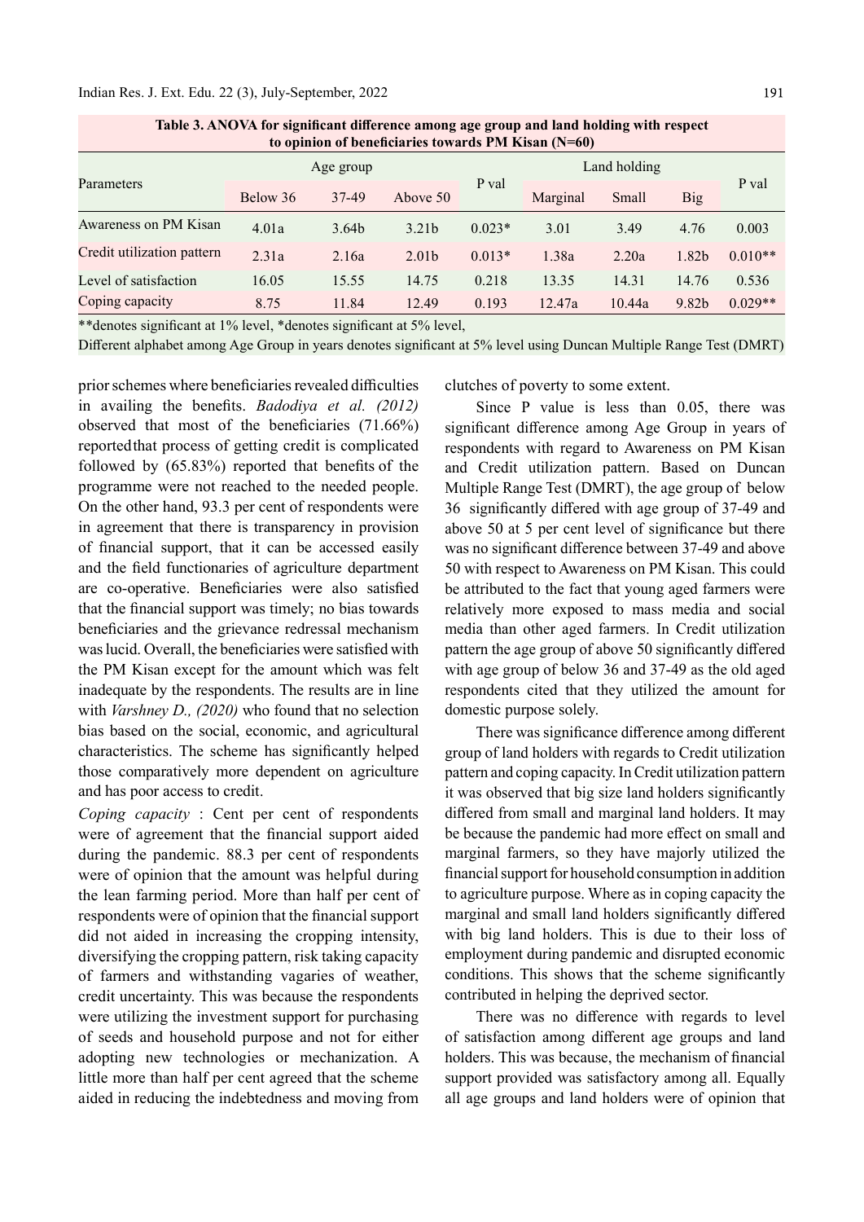**Table 3. ANOVA for significant difference among age group and land holding with respect to opinion of beneficiaries towards PM Kisan (N=60)**

| Parameters | Age group | | | P val | Land holding | | | P val |
|---|---|---|---|---|---|---|---|---|
| | Below 36 | 37-49 | Above 50 | | Marginal | Small | Big | |
| Awareness on PM Kisan | 4.01a | 3.64b | 3.21b | 0.023* | 3.01 | 3.49 | 4.76 | 0.003 |
| Credit utilization pattern | 2.31a | 2.16a | 2.01b | 0.013* | 1.38a | 2.20a | 1.82b | 0.010** |
| Level of satisfaction | 16.05 | 15.55 | 14.75 | 0.218 | 13.35 | 14.31 | 14.76 | 0.536 |
| Coping capacity | 8.75 | 11.84 | 12.49 | 0.193 | 12.47a | 10.44a | 9.82b | 0.029** |

**denotes significant at 1% level, *denotes significant at 5% level,

Different alphabet among Age Group in years denotes significant at 5% level using Duncan Multiple Range Test (DMRT)

prior schemes where beneficiaries revealed difficulties in availing the benefits. *Badodiya et al. (2012)* observed that most of the beneficiaries (71.66%) reported that process of getting credit is complicated followed by (65.83%) reported that benefits of the programme were not reached to the needed people. On the other hand, 93.3 per cent of respondents were in agreement that there is transparency in provision of financial support, that it can be accessed easily and the field functionaries of agriculture department are co-operative. Beneficiaries were also satisfied that the financial support was timely; no bias towards beneficiaries and the grievance redressal mechanism was lucid. Overall, the beneficiaries were satisfied with the PM Kisan except for the amount which was felt inadequate by the respondents. The results are in line with *Varshney D., (2020)* who found that no selection bias based on the social, economic, and agricultural characteristics. The scheme has significantly helped those comparatively more dependent on agriculture and has poor access to credit.

*Coping capacity* : Cent per cent of respondents were of agreement that the financial support aided during the pandemic. 88.3 per cent of respondents were of opinion that the amount was helpful during the lean farming period. More than half per cent of respondents were of opinion that the financial support did not aided in increasing the cropping intensity, diversifying the cropping pattern, risk taking capacity of farmers and withstanding vagaries of weather, credit uncertainty. This was because the respondents were utilizing the investment support for purchasing of seeds and household purpose and not for either adopting new technologies or mechanization. A little more than half per cent agreed that the scheme aided in reducing the indebtedness and moving from clutches of poverty to some extent.

Since P value is less than 0.05, there was significant difference among Age Group in years of respondents with regard to Awareness on PM Kisan and Credit utilization pattern. Based on Duncan Multiple Range Test (DMRT), the age group of below 36 significantly differed with age group of 37-49 and above 50 at 5 per cent level of significance but there was no significant difference between 37-49 and above 50 with respect to Awareness on PM Kisan. This could be attributed to the fact that young aged farmers were relatively more exposed to mass media and social media than other aged farmers. In Credit utilization pattern the age group of above 50 significantly differed with age group of below 36 and 37-49 as the old aged respondents cited that they utilized the amount for domestic purpose solely.

There was significance difference among different group of land holders with regards to Credit utilization pattern and coping capacity. In Credit utilization pattern it was observed that big size land holders significantly differed from small and marginal land holders. It may be because the pandemic had more effect on small and marginal farmers, so they have majorly utilized the financial support for household consumption in addition to agriculture purpose. Where as in coping capacity the marginal and small land holders significantly differed with big land holders. This is due to their loss of employment during pandemic and disrupted economic conditions. This shows that the scheme significantly contributed in helping the deprived sector.

There was no difference with regards to level of satisfaction among different age groups and land holders. This was because, the mechanism of financial support provided was satisfactory among all. Equally all age groups and land holders were of opinion that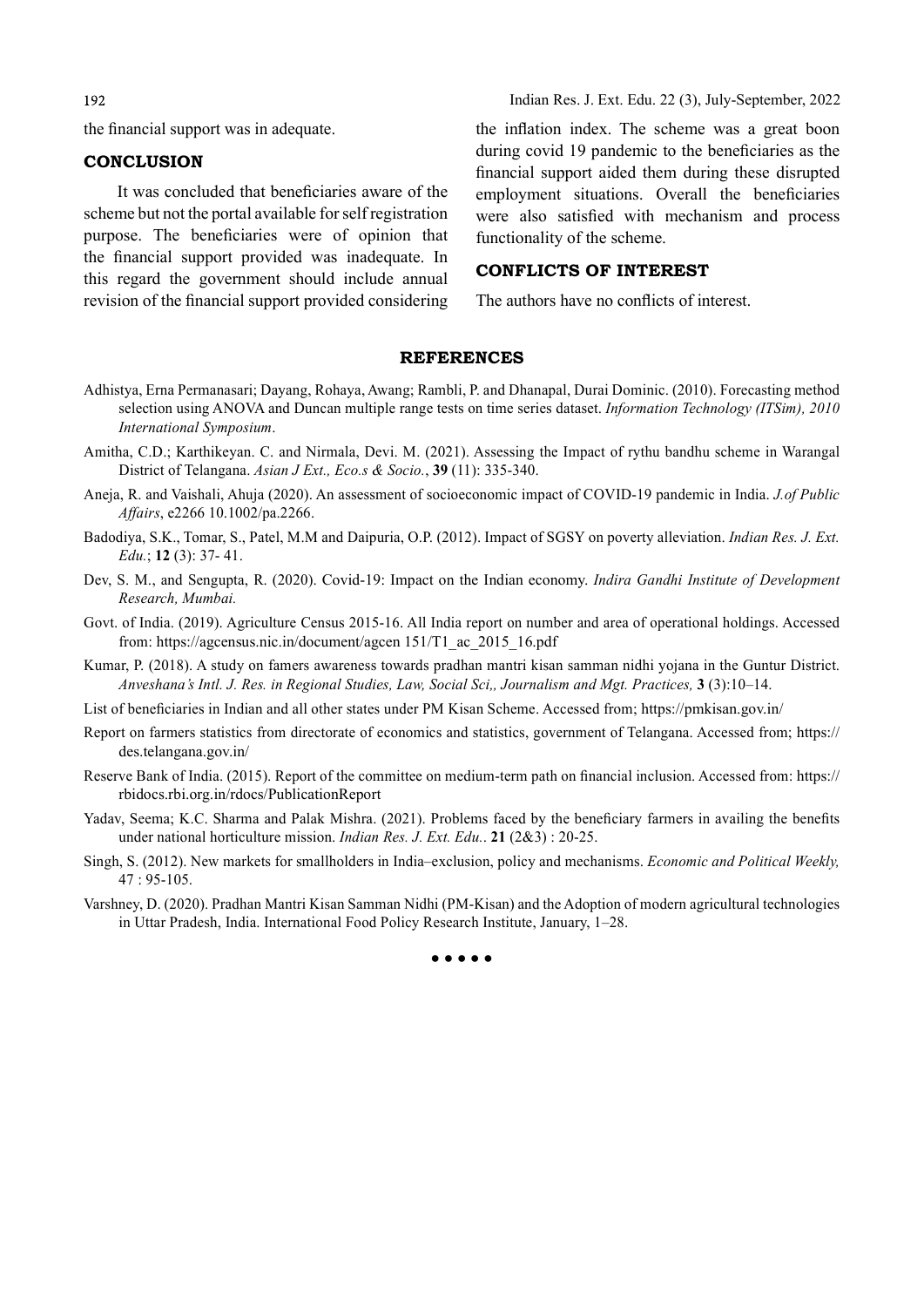the financial support was in adequate.

## CONCLUSION

It was concluded that beneficiaries aware of the scheme but not the portal available for self registration purpose. The beneficiaries were of opinion that the financial support provided was inadequate. In this regard the government should include annual revision of the financial support provided considering the inflation index. The scheme was a great boon during covid 19 pandemic to the beneficiaries as the financial support aided them during these disrupted employment situations. Overall the beneficiaries were also satisfied with mechanism and process functionality of the scheme.

## CONFLICTS OF INTEREST

The authors have no conflicts of interest.

## REFERENCES

Adhistya, Erna Permanasari; Dayang, Rohaya, Awang; Rambli, P. and Dhanapal, Durai Dominic. (2010). Forecasting method selection using ANOVA and Duncan multiple range tests on time series dataset. *Information Technology (ITSim), 2010 International Symposium*.

Amitha, C.D.; Karthikeyan. C. and Nirmala, Devi. M. (2021). Assessing the Impact of rythu bandhu scheme in Warangal District of Telangana. *Asian J Ext., Eco.s & Socio.*, **39** (11): 335-340.

Aneja, R. and Vaishali, Ahuja (2020). An assessment of socioeconomic impact of COVID-19 pandemic in India. *J.of Public Affairs*, e2266 10.1002/pa.2266.

Badodiya, S.K., Tomar, S., Patel, M.M and Daipuria, O.P. (2012). Impact of SGSY on poverty alleviation. *Indian Res. J. Ext. Edu.*; **12** (3): 37- 41.

Dev, S. M., and Sengupta, R. (2020). Covid-19: Impact on the Indian economy. *Indira Gandhi Institute of Development Research, Mumbai.*

Govt. of India. (2019). Agriculture Census 2015-16. All India report on number and area of operational holdings. Accessed from: https://agcensus.nic.in/document/agcen 151/T1_ac_2015_16.pdf

Kumar, P. (2018). A study on famers awareness towards pradhan mantri kisan samman nidhi yojana in the Guntur District. *Anveshana's Intl. J. Res. in Regional Studies, Law, Social Sci,, Journalism and Mgt. Practices,* **3** (3):10–14.

List of beneficiaries in Indian and all other states under PM Kisan Scheme. Accessed from; https://pmkisan.gov.in/

Report on farmers statistics from directorate of economics and statistics, government of Telangana. Accessed from; https://des.telangana.gov.in/

Reserve Bank of India. (2015). Report of the committee on medium-term path on financial inclusion. Accessed from: https://rbidocs.rbi.org.in/rdocs/PublicationReport

Yadav, Seema; K.C. Sharma and Palak Mishra. (2021). Problems faced by the beneficiary farmers in availing the benefits under national horticulture mission. *Indian Res. J. Ext. Edu.*. **21** (2&3) : 20-25.

Singh, S. (2012). New markets for smallholders in India–exclusion, policy and mechanisms. *Economic and Political Weekly,* 47 : 95-105.

Varshney, D. (2020). Pradhan Mantri Kisan Samman Nidhi (PM-Kisan) and the Adoption of modern agricultural technologies in Uttar Pradesh, India. International Food Policy Research Institute, January, 1–28.

• • • • •